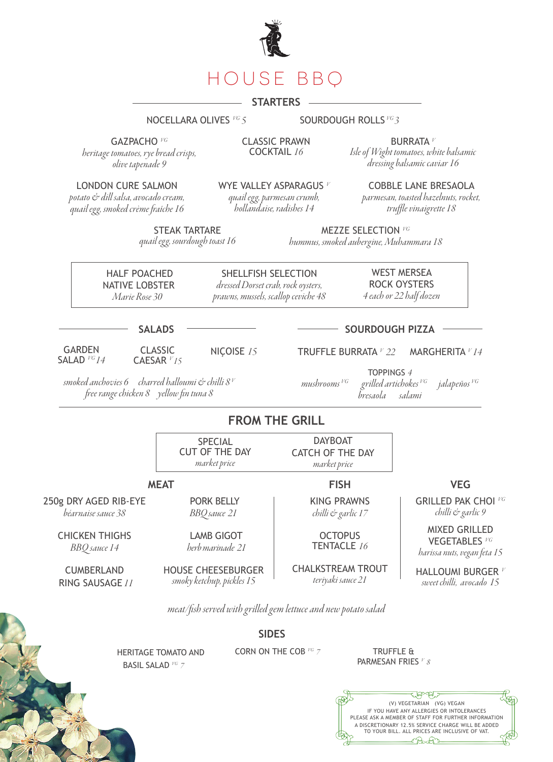# HOUSE BBQ

## STARTERS

NOCELLARA OLIVES VG 5

SOURDOUGH ROLLS VG 3

**GAZPACHO** VG
*heritage tomatoes, rye bread crisps, olive tapenade 9*

**CLASSIC PRAWN COCKTAIL** *16*

**BURRATA** V
*Isle of Wight tomatoes, white balsamic dressing balsamic caviar 16*

**LONDON CURE SALMON**
*potato & dill salsa, avocado cream, quail egg, smoked crème fraîche 16*

**WYE VALLEY ASPARAGUS** V
*quail egg, parmesan crumb, hollandaise, radishes 14*

**COBBLE LANE BRESAOLA**
*parmesan, toasted hazelnuts, rocket, truffle vinaigrette 18*

**STEAK TARTARE**
*quail egg, sourdough toast 16*

**MEZZE SELECTION** VG
*hummus, smoked aubergine, Muhammara 18*

**HALF POACHED NATIVE LOBSTER**
*Marie Rose 30*

**SHELLFISH SELECTION**
*dressed Dorset crab, rock oysters, prawns, mussels, scallop ceviche 48*

**WEST MERSEA ROCK OYSTERS**
*4 each or 22 half dozen*

## SALADS

GARDEN SALAD VG *14*

CLASSIC CAESAR V *15*

NIÇOISE *15*

*smoked anchovies 6 · charred halloumi & chilli 8* V
*free range chicken 8 · yellow fin tuna 8*

## SOURDOUGH PIZZA

TRUFFLE BURRATA V *22*

MARGHERITA V *14*

TOPPINGS *4*
*mushrooms* VG · *grilled artichokes* VG · *jalapeños* VG · *bresaola* · *salami*

## FROM THE GRILL

**SPECIAL CUT OF THE DAY**
*market price*

**DAYBOAT CATCH OF THE DAY**
*market price*

### MEAT

**250g DRY AGED RIB-EYE**
*béarnaise sauce 38*

**PORK BELLY**
*BBQ sauce 21*

**CHICKEN THIGHS**
*BBQ sauce 14*

**LAMB GIGOT**
*herb marinade 21*

**CUMBERLAND RING SAUSAGE** *11*

**HOUSE CHEESEBURGER**
*smoky ketchup, pickles 15*

### FISH

**KING PRAWNS**
*chilli & garlic 17*

**OCTOPUS TENTACLE** *16*

**CHALKSTREAM TROUT**
*teriyaki sauce 21*

### VEG

**GRILLED PAK CHOI** VG
*chilli & garlic 9*

**MIXED GRILLED VEGETABLES** VG
*harissa nuts, vegan feta 15*

**HALLOUMI BURGER** V
*sweet chilli, avocado 15*

*meat/fish served with grilled gem lettuce and new potato salad*

## SIDES

HERITAGE TOMATO AND BASIL SALAD VG *7*

CORN ON THE COB VG *7*

TRUFFLE & PARMESAN FRIES V *8*

(V) VEGETARIAN (VG) VEGAN
IF YOU HAVE ANY ALLERGIES OR INTOLERANCES PLEASE ASK A MEMBER OF STAFF FOR FURTHER INFORMATION
A DISCRETIONARY 12.5% SERVICE CHARGE WILL BE ADDED TO YOUR BILL. ALL PRICES ARE INCLUSIVE OF VAT.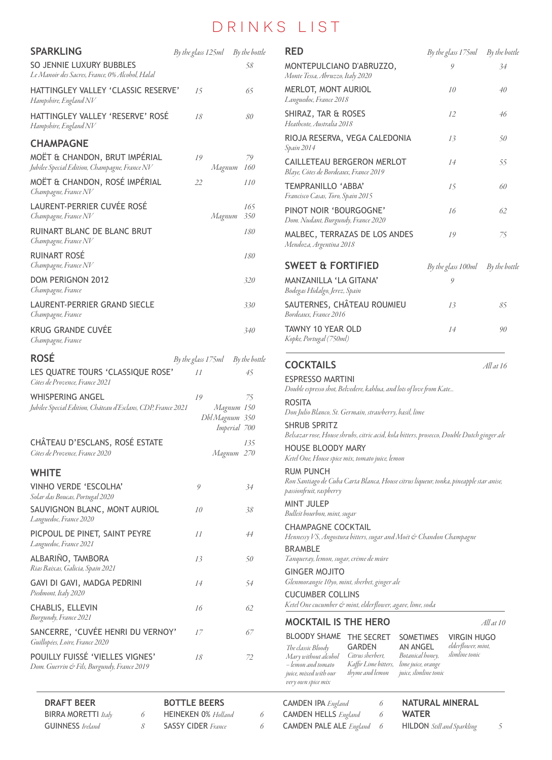# DRINKS LIST

## SPARKLING

| | By the glass 125ml | By the bottle |
|---|---|---|
| **SO JENNIE LUXURY BUBBLES** *Le Manoir des Sacres, France, 0% Alcohol, Halal* | | 58 |
| **HATTINGLEY VALLEY 'CLASSIC RESERVE'** *Hampshire, England NV* | 15 | 65 |
| **HATTINGLEY VALLEY 'RESERVE' ROSÉ** *Hampshire, England NV* | 18 | 80 |

## CHAMPAGNE

| | By the glass 125ml | By the bottle |
|---|---|---|
| **MOËT & CHANDON, BRUT IMPÉRIAL** *Jubilee Special Edition, Champagne, France NV* | 19 | 79, Magnum 160 |
| **MOËT & CHANDON, ROSÉ IMPÉRIAL** *Champagne, France NV* | 22 | 110 |
| **LAURENT-PERRIER CUVÉE ROSÉ** *Champagne, France NV* | | 165, Magnum 350 |
| **RUINART BLANC DE BLANC BRUT** *Champagne, France NV* | | 180 |
| **RUINART ROSÉ** *Champagne, France NV* | | 180 |
| **DOM PERIGNON 2012** *Champagne, France* | | 320 |
| **LAURENT-PERRIER GRAND SIECLE** *Champagne, France* | | 330 |
| **KRUG GRANDE CUVÉE** *Champagne, France* | | 340 |

## ROSÉ

| | By the glass 175ml | By the bottle |
|---|---|---|
| **LES QUATRE TOURS 'CLASSIQUE ROSE'** *Côtes de Provence, France 2021* | 11 | 45 |
| **WHISPERING ANGEL** *Jubilee Special Edition, Château d'Esclans, CDP, France 2021* | 19 | 75, Magnum 150, Dbl Magnum 350, Imperial 700 |
| **CHÂTEAU D'ESCLANS, ROSÉ ESTATE** *Côtes de Provence, France 2020* | | 135, Magnum 270 |

## WHITE

| | By the glass 175ml | By the bottle |
|---|---|---|
| **VINHO VERDE 'ESCOLHA'** *Solar das Boucas, Portugal 2020* | 9 | 34 |
| **SAUVIGNON BLANC, MONT AURIOL** *Languedoc, France 2020* | 10 | 38 |
| **PICPOUL DE PINET, SAINT PEYRE** *Languedoc, France 2021* | 11 | 44 |
| **ALBARIÑO, TAMBORA** *Rias Baixas, Galicia, Spain 2021* | 13 | 50 |
| **GAVI DI GAVI, MADGA PEDRINI** *Piedmont, Italy 2020* | 14 | 54 |
| **CHABLIS, ELLEVIN** *Burgundy, France 2021* | 16 | 62 |
| **SANCERRE, 'CUVÉE HENRI DU VERNOY'** *Guillopées, Loire, France 2020* | 17 | 67 |
| **POUILLY FUISSÉ 'VIELLES VIGNES'** *Dom. Guerrin & Fils, Burgundy, France 2019* | 18 | 72 |

## RED

| | By the glass 175ml | By the bottle |
|---|---|---|
| **MONTEPULCIANO D'ABRUZZO,** *Monte Tessa, Abruzzo, Italy 2020* | 9 | 34 |
| **MERLOT, MONT AURIOL** *Languedoc, France 2018* | 10 | 40 |
| **SHIRAZ, TAR & ROSES** *Heathcote, Australia 2018* | 12 | 46 |
| **RIOJA RESERVA, VEGA CALEDONIA** *Spain 2014* | 13 | 50 |
| **CAILLETEAU BERGERON MERLOT** *Blaye, Côtes de Bordeaux, France 2019* | 14 | 55 |
| **TEMPRANILLO 'ABBA'** *Francisco Casas, Toro, Spain 2015* | 15 | 60 |
| **PINOT NOIR 'BOURGOGNE'** *Dom. Nudant, Burgundy, France 2020* | 16 | 62 |
| **MALBEC, TERRAZAS DE LOS ANDES** *Mendoza, Argentina 2018* | 19 | 75 |

## SWEET & FORTIFIED

| | By the glass 100ml | By the bottle |
|---|---|---|
| **MANZANILLA 'LA GITANA'** *Bodegas Hidalgo, Jerez, Spain* | 9 | |
| **SAUTERNES, CHÂTEAU ROUMIEU** *Bordeaux, France 2016* | 13 | 85 |
| **TAWNY 10 YEAR OLD** *Kopke, Portugal (750ml)* | 14 | 90 |

## COCKTAILS

*All at 16*

**ESPRESSO MARTINI**
*Double espresso shot, Belvedere, kahlua, and lots of love from Kate...*

**ROSITA**
*Don Julio Blanco, St. Germain, strawberry, basil, lime*

**SHRUB SPRITZ**
*Belsazar rose, House shrubs, citric acid, kola bitters, prosecco, Double Dutch ginger ale*

**HOUSE BLOODY MARY**
*Ketel One, House spice mix, tomato juice, lemon*

**RUM PUNCH**
*Ron Santiago de Cuba Carta Blanca, House citrus liqueur, tonka, pineapple star anise, passionfruit, raspberry*

**MINT JULEP**
*Bulleit bourbon, mint, sugar*

**CHAMPAGNE COCKTAIL**
*Hennessy VS, Angostura bitters, sugar and Moët & Chandon Champagne*

**BRAMBLE**
*Tanqueray, lemon, sugar, crème de mûre*

**GINGER MOJITO**
*Glenmorangie 10yo, mint, sherbet, ginger ale*

**CUCUMBER COLLINS**
*Ketel One cucumber & mint, elderflower, agave, lime, soda*

## MOCKTAIL IS THE HERO

*All at 10*

**BLOODY SHAME**
*The classic Bloody Mary without alcohol – lemon and tomato juice, mixed with our very own spice mix*

**THE SECRET GARDEN**
*Citrus sherbert, Kaffir Lime bitters, thyme and lemon*

**SOMETIMES AN ANGEL**
*Botanical honey, lime juice, orange juice, slimline tonic*

**VIRGIN HUGO**
*elderflower, mint, slimline tonic*

## DRAFT BEER

| | |
|---|---|
| BIRRA MORETTI *Italy* | 6 |
| GUINNESS *Ireland* | 8 |

## BOTTLE BEERS

| | |
|---|---|
| HEINEKEN 0% *Holland* | 6 |
| SASSY CIDER *France* | 6 |
| CAMDEN IPA *England* | 6 |
| CAMDEN HELLS *England* | 6 |
| CAMDEN PALE ALE *England* | 6 |

## NATURAL MINERAL WATER

| | |
|---|---|
| HILDON *Still and Sparkling* | 5 |